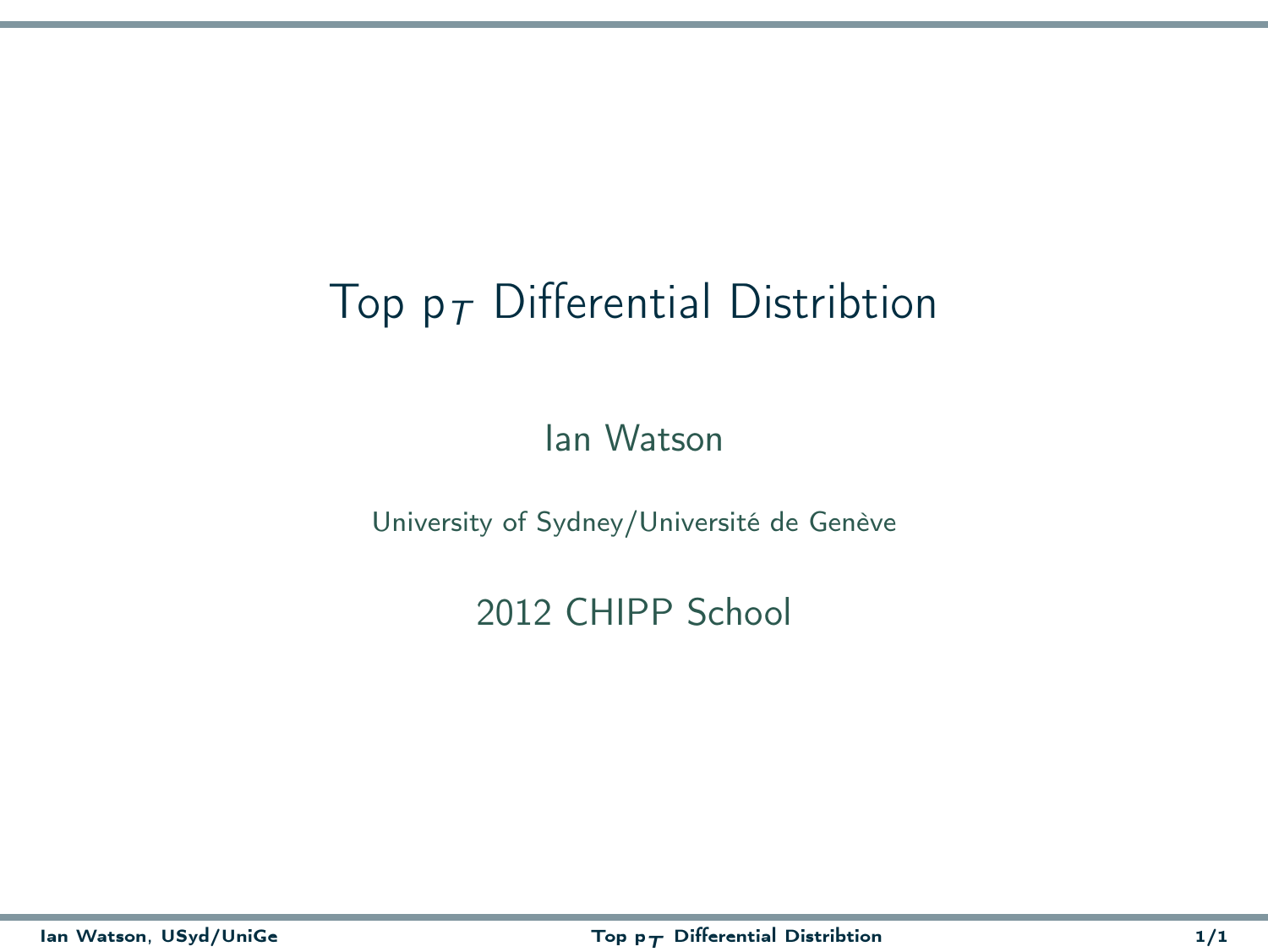# Top $p_T$ Differential Distribtion

Ian Watson

University of Sydney/Université de Genève

2012 CHIPP School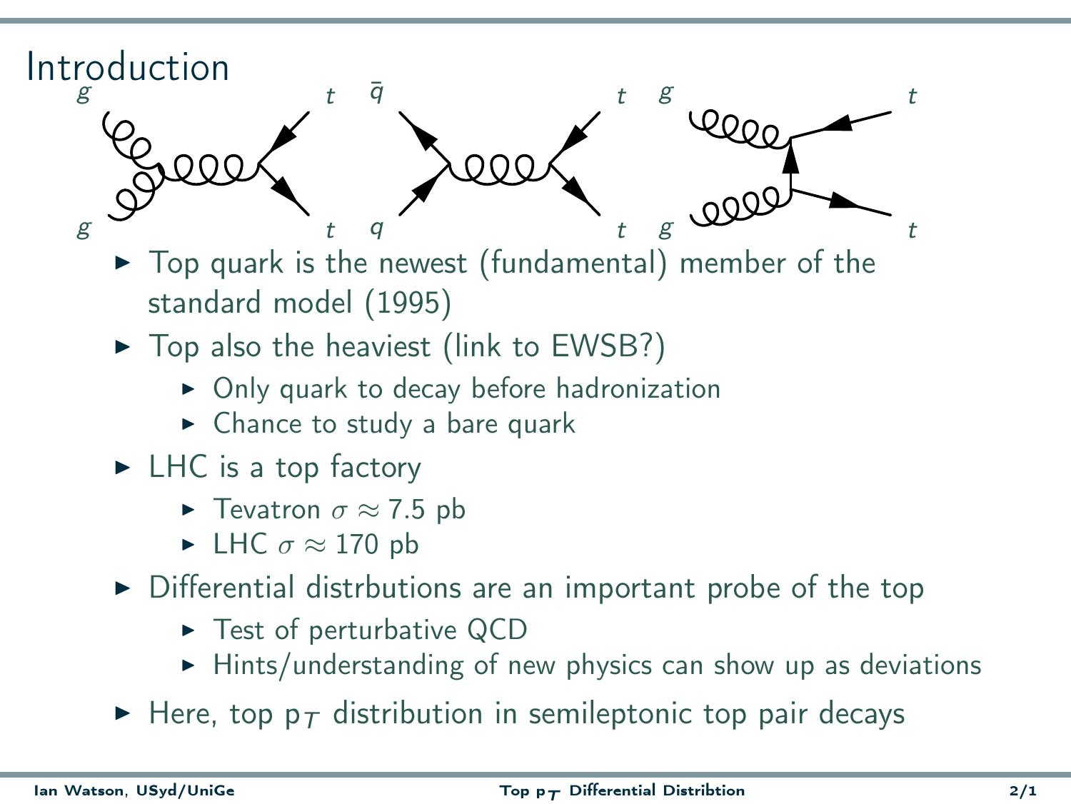# Introduction

g t $\bar{q}$ t g t

g t q t g t

- Top quark is the newest (fundamental) member of the standard model (1995)
- Top also the heaviest (link to EWSB?)
  - Only quark to decay before hadronization
  - Chance to study a bare quark
- LHC is a top factory
  - Tevatron $\sigma \approx 7.5$ pb
  - LHC $\sigma \approx 170$ pb
- Differential distrbutions are an important probe of the top
  - Test of perturbative QCD
  - Hints/understanding of new physics can show up as deviations
- Here, top $p_T$ distribution in semileptonic top pair decays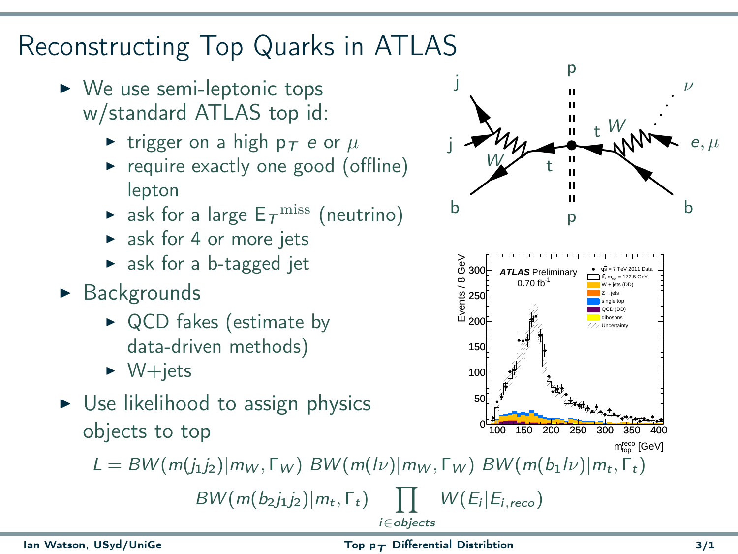# Reconstructing Top Quarks in ATLAS

- We use semi-leptonic tops w/standard ATLAS top id:
  - trigger on a high $p_T$ $e$ or $\mu$
  - require exactly one good (offline) lepton
  - ask for a large $E_T^{\text{miss}}$ (neutrino)
  - ask for 4 or more jets
  - ask for a b-tagged jet
- Backgrounds
  - QCD fakes (estimate by data-driven methods)
  - W+jets
- Use likelihood to assign physics objects to top

j
j
W
b
t
p
p
t W
$\nu$
$e, \mu$
b

ATLAS Preliminary
0.70 fb$^{-1}$
$\sqrt{s}$ = 7 TeV 2011 Data
$t\bar{t}$, $m_{top}$ = 172.5 GeV
W + jets (DD)
Z + jets
single top
QCD (DD)
dibosons
Uncertainty
Events / 8 GeV
0
50
100
150
200
250
300
100
150
200
250
300
350
400
$m_{top}^{reco}$ [GeV]

$$L = BW(m(j_1 j_2)|m_W, \Gamma_W)\ BW(m(l\nu)|m_W, \Gamma_W)\ BW(m(b_1 l\nu)|m_t, \Gamma_t)$$

$$BW(m(b_2 j_1 j_2)|m_t, \Gamma_t) \prod_{i \in objects} W(E_i|E_{i,reco})$$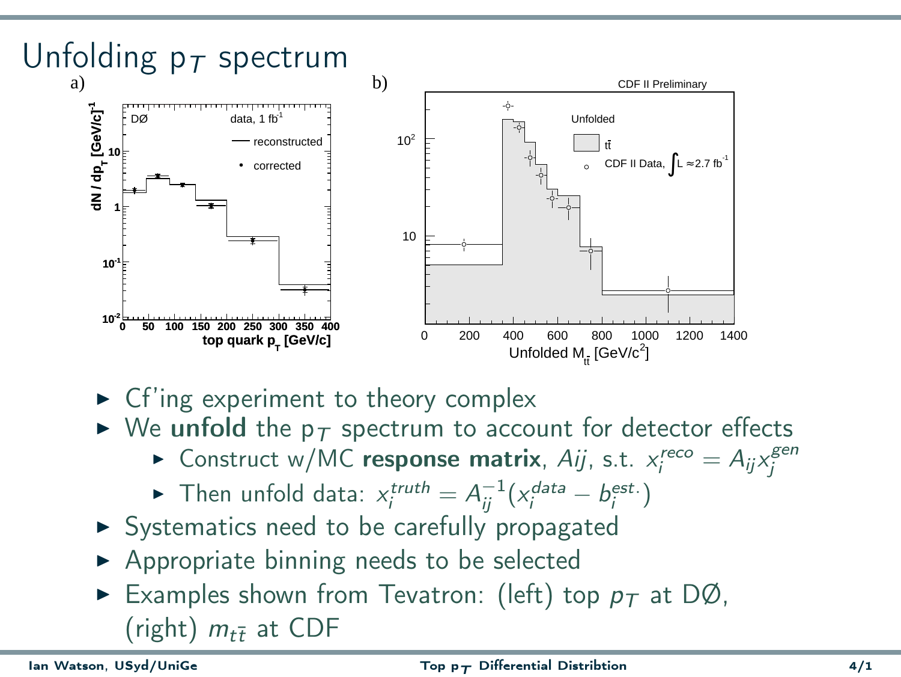# Unfolding $p_T$ spectrum

a)

DØ

data, 1 fb$^{-1}$

reconstructed

corrected

dN / dp$_T$ [GeV/c]$^{-1}$

10

1

10$^{-1}$

10$^{-2}$

0 50 100 150 200 250 300 350 400

top quark p$_T$ [GeV/c]

b)

CDF II Preliminary

Unfolded

$t\bar{t}$

CDF II Data, $\int L \approx 2.7$ fb$^{-1}$

10$^2$

10

0 200 400 600 800 1000 1200 1400

Unfolded $M_{t\bar{t}}$ [GeV/c$^2$]

- Cf'ing experiment to theory complex
- We **unfold** the $p_T$ spectrum to account for detector effects
  - Construct w/MC **response matrix**, $Aij$, s.t. $x_i^{reco} = A_{ij} x_j^{gen}$
  - Then unfold data: $x_i^{truth} = A_{ij}^{-1}(x_i^{data} - b_i^{est.})$
- Systematics need to be carefully propagated
- Appropriate binning needs to be selected
- Examples shown from Tevatron: (left) top $p_T$ at DØ, (right) $m_{t\bar{t}}$ at CDF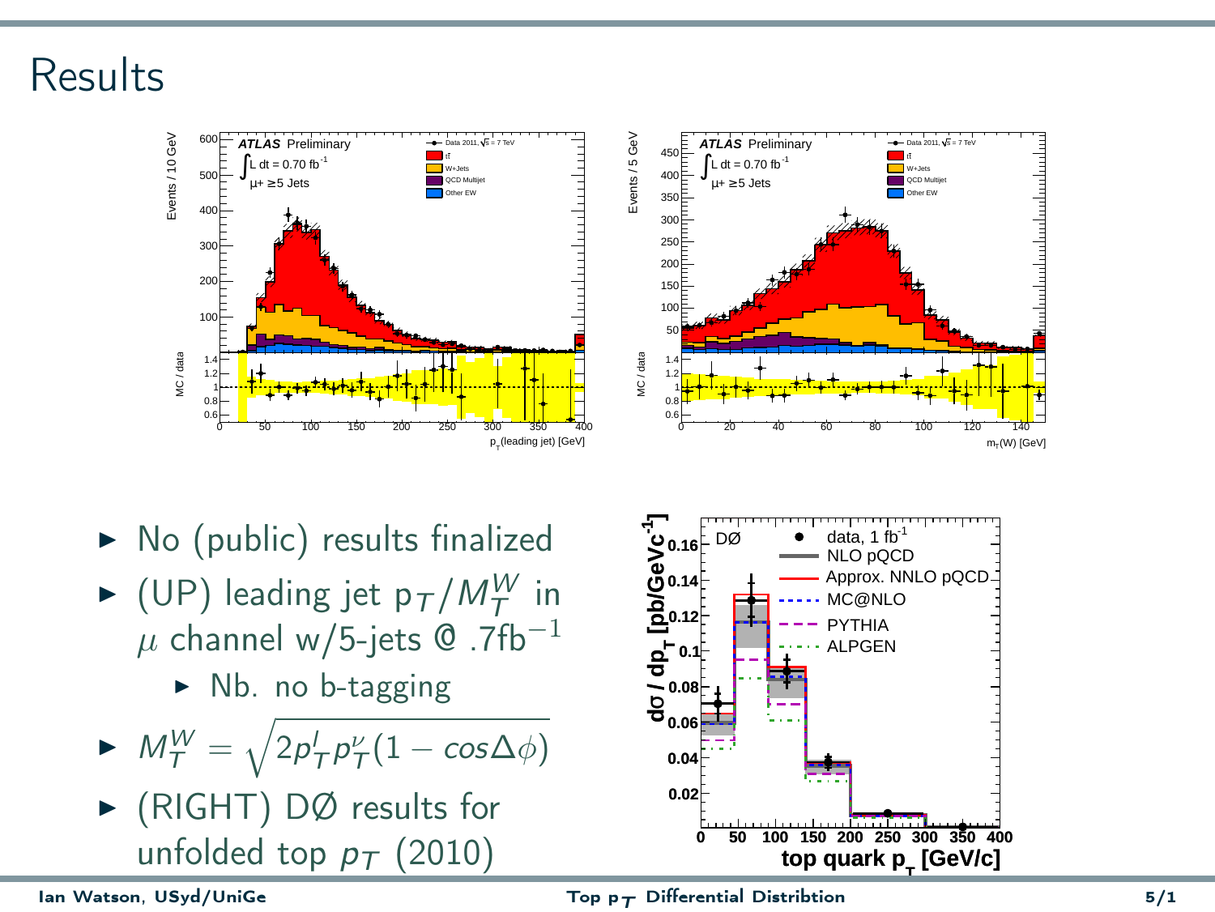# Results

ATLAS Preliminary

$\int L\,dt = 0.70\ \text{fb}^{-1}$

μ+ ≥5 Jets

Data 2011, $\sqrt{s}$ = 7 TeV

$t\bar{t}$

W+Jets

QCD Multijet

Other EW

Events / 10 GeV

MC / data

$p_T$(leading jet) [GeV]

ATLAS Preliminary

$\int L\,dt = 0.70\ \text{fb}^{-1}$

μ+ ≥5 Jets

Data 2011, $\sqrt{s}$ = 7 TeV

$t\bar{t}$

W+Jets

QCD Multijet

Other EW

Events / 5 GeV

MC / data

$m_T$(W) [GeV]

- No (public) results finalized
- (UP) leading jet $p_T/M_T^W$ in $\mu$ channel w/5-jets @ .7fb$^{-1}$
  - Nb. no b-tagging
- $M_T^W = \sqrt{2p_T^l p_T^\nu(1 - cos\Delta\phi)}$
- (RIGHT) DØ results for unfolded top $p_T$ (2010)

DØ

data, 1 fb$^{-1}$

NLO pQCD

Approx. NNLO pQCD

MC@NLO

PYTHIA

ALPGEN

$d\sigma / dp_T$ [pb/GeVc$^{-1}$]

top quark $p_T$ [GeV/c]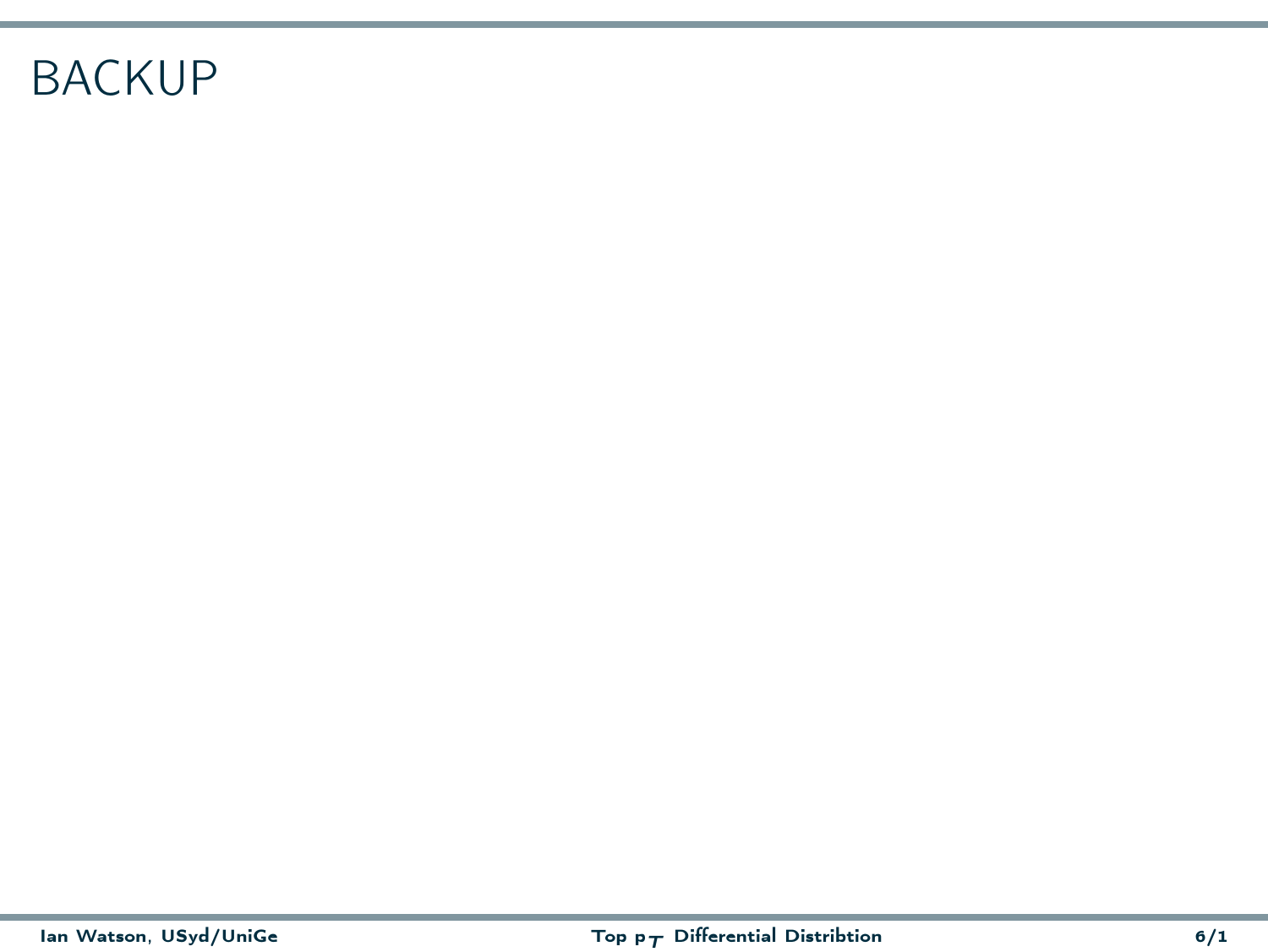# BACKUP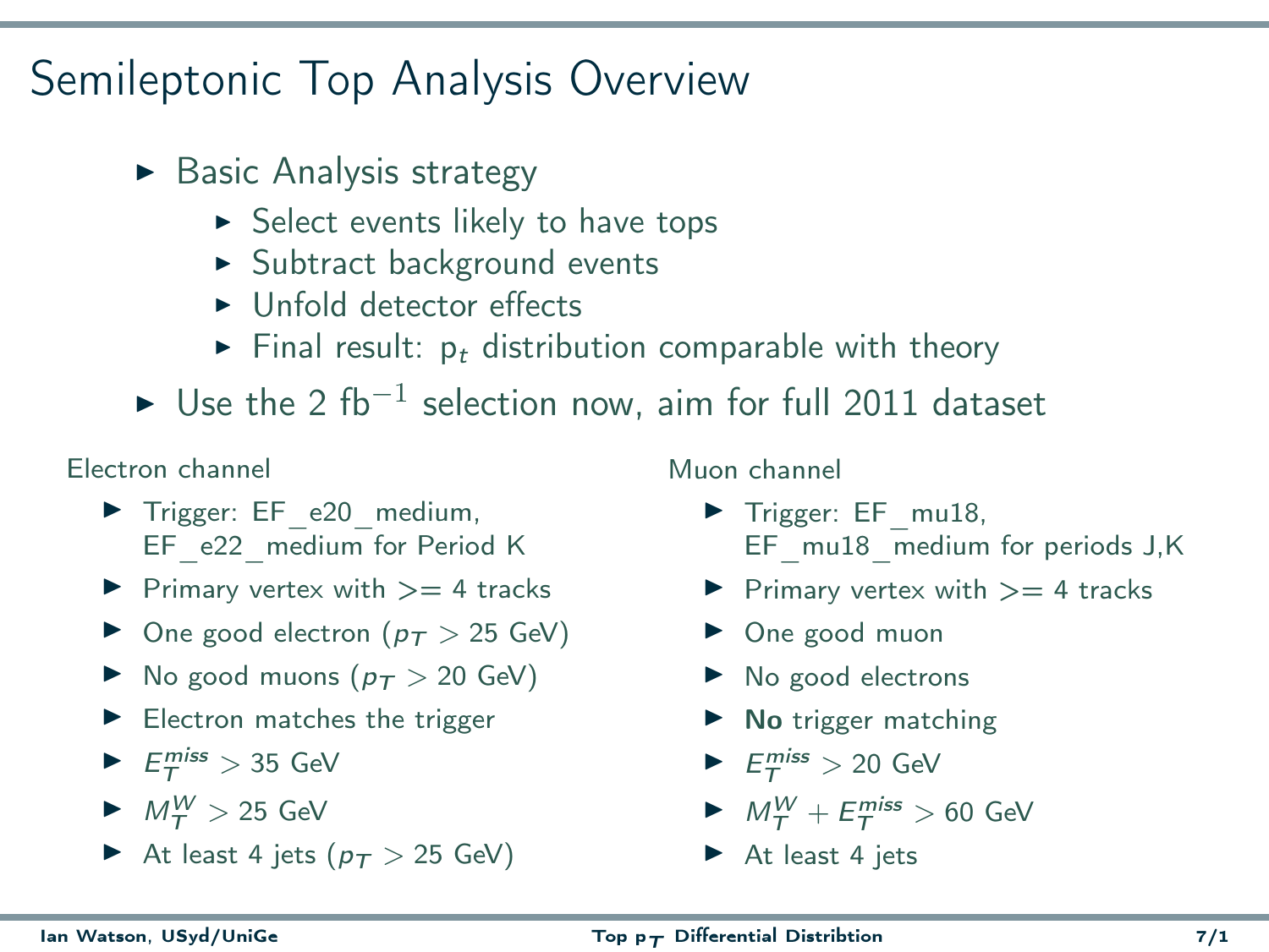# Semileptonic Top Analysis Overview

- Basic Analysis strategy
  - Select events likely to have tops
  - Subtract background events
  - Unfold detector effects
  - Final result: $p_t$ distribution comparable with theory
- Use the 2 $fb^{-1}$ selection now, aim for full 2011 dataset

Electron channel

- Trigger: EF_e20_medium, EF_e22_medium for Period K
- Primary vertex with >= 4 tracks
- One good electron ($p_T > 25$ GeV)
- No good muons ($p_T > 20$ GeV)
- Electron matches the trigger
- $E_T^{miss} > 35$ GeV
- $M_T^W > 25$ GeV
- At least 4 jets ($p_T > 25$ GeV)

Muon channel

- Trigger: EF_mu18, EF_mu18_medium for periods J,K
- Primary vertex with >= 4 tracks
- One good muon
- No good electrons
- **No** trigger matching
- $E_T^{miss} > 20$ GeV
- $M_T^W + E_T^{miss} > 60$ GeV
- At least 4 jets